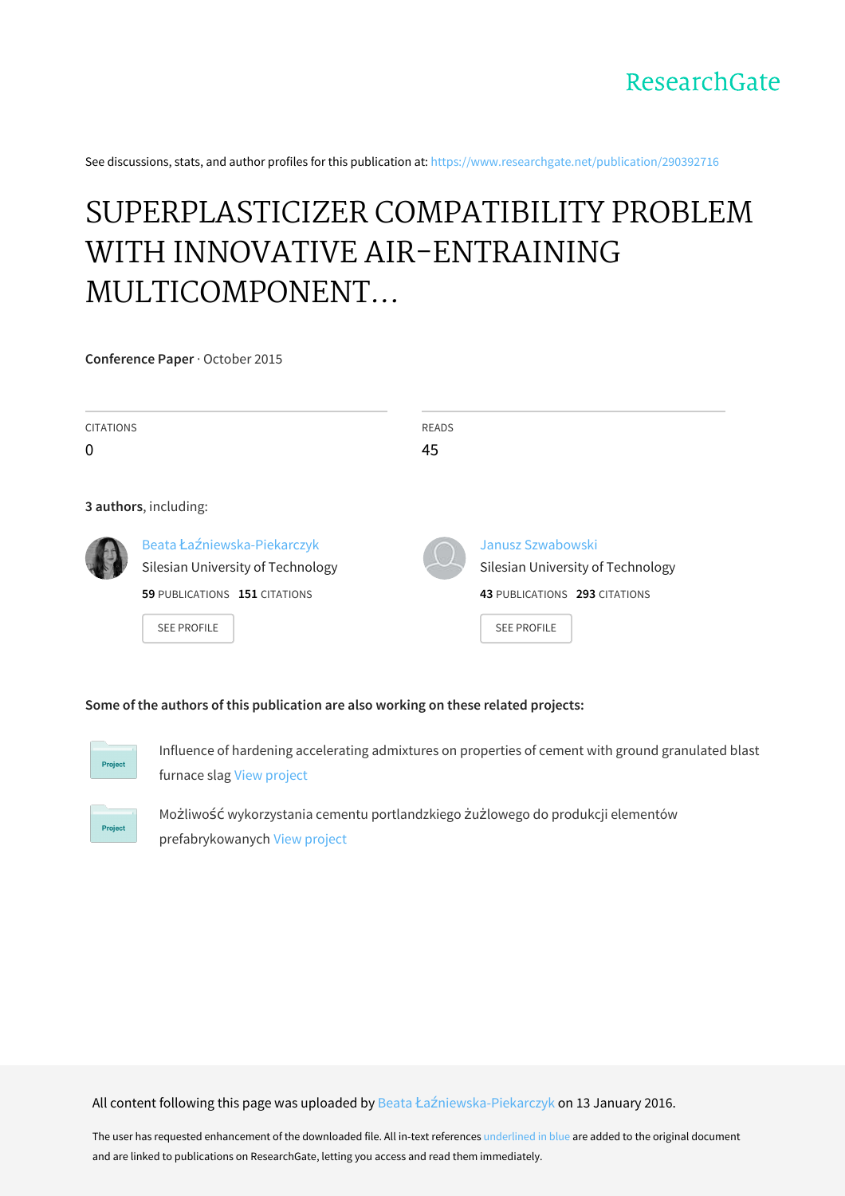ResearchGate

See discussions, stats, and author profiles for this publication at: https://www.researchgate.net/publication/290392716

# SUPERPLASTICIZER COMPATIBILITY PROBLEM WITH INNOVATIVE AIR-ENTRAINING MULTICOMPONENT...

**Conference Paper** · October 2015

CITATIONS
0

READS
45

**3 authors**, including:

Beata Łaźniewska-Piekarczyk
Silesian University of Technology
**59** PUBLICATIONS **151** CITATIONS
SEE PROFILE

Janusz Szwabowski
Silesian University of Technology
**43** PUBLICATIONS **293** CITATIONS
SEE PROFILE

**Some of the authors of this publication are also working on these related projects:**

Project: Influence of hardening accelerating admixtures on properties of cement with ground granulated blast furnace slag View project

Project: Możliwość wykorzystania cementu portlandzkiego żużlowego do produkcji elementów prefabrykowanych View project

All content following this page was uploaded by Beata Łaźniewska-Piekarczyk on 13 January 2016.

The user has requested enhancement of the downloaded file. All in-text references underlined in blue are added to the original document and are linked to publications on ResearchGate, letting you access and read them immediately.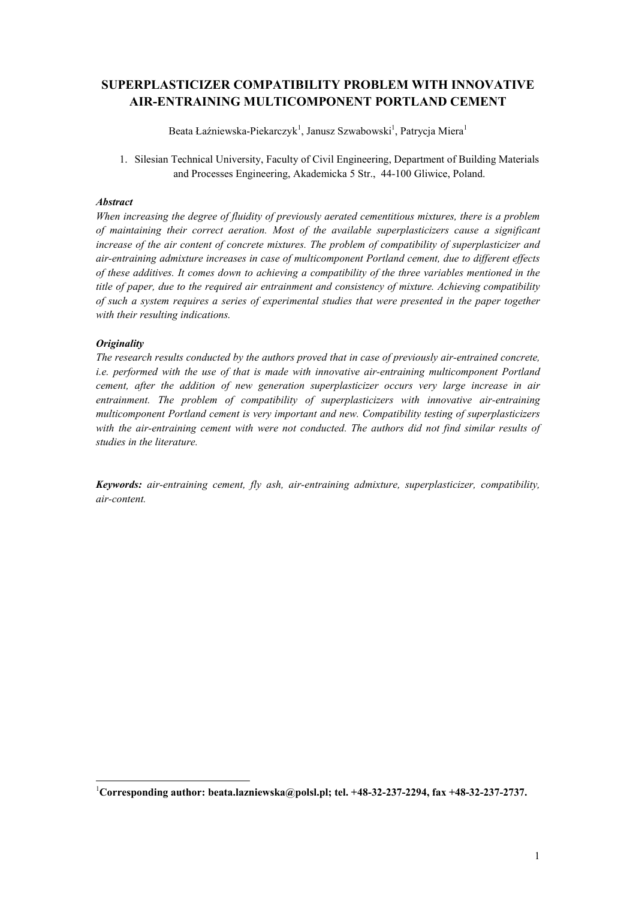# SUPERPLASTICIZER COMPATIBILITY PROBLEM WITH INNOVATIVE AIR-ENTRAINING MULTICOMPONENT PORTLAND CEMENT

Beata Łaźniewska-Piekarczyk[1], Janusz Szwabowski[1], Patrycja Miera[1]

1. Silesian Technical University, Faculty of Civil Engineering, Department of Building Materials and Processes Engineering, Akademicka 5 Str., 44-100 Gliwice, Poland.

***Abstract***

*When increasing the degree of fluidity of previously aerated cementitious mixtures, there is a problem of maintaining their correct aeration. Most of the available superplasticizers cause a significant increase of the air content of concrete mixtures. The problem of compatibility of superplasticizer and air-entraining admixture increases in case of multicomponent Portland cement, due to different effects of these additives. It comes down to achieving a compatibility of the three variables mentioned in the title of paper, due to the required air entrainment and consistency of mixture. Achieving compatibility of such a system requires a series of experimental studies that were presented in the paper together with their resulting indications.*

***Originality***

*The research results conducted by the authors proved that in case of previously air-entrained concrete, i.e. performed with the use of that is made with innovative air-entraining multicomponent Portland cement, after the addition of new generation superplasticizer occurs very large increase in air entrainment. The problem of compatibility of superplasticizers with innovative air-entraining multicomponent Portland cement is very important and new. Compatibility testing of superplasticizers with the air-entraining cement with were not conducted. The authors did not find similar results of studies in the literature.*

***Keywords:*** *air-entraining cement, fly ash, air-entraining admixture, superplasticizer, compatibility, air-content.*

---

[1]**Corresponding author: beata.lazniewska@polsl.pl; tel. +48-32-237-2294, fax +48-32-237-2737.**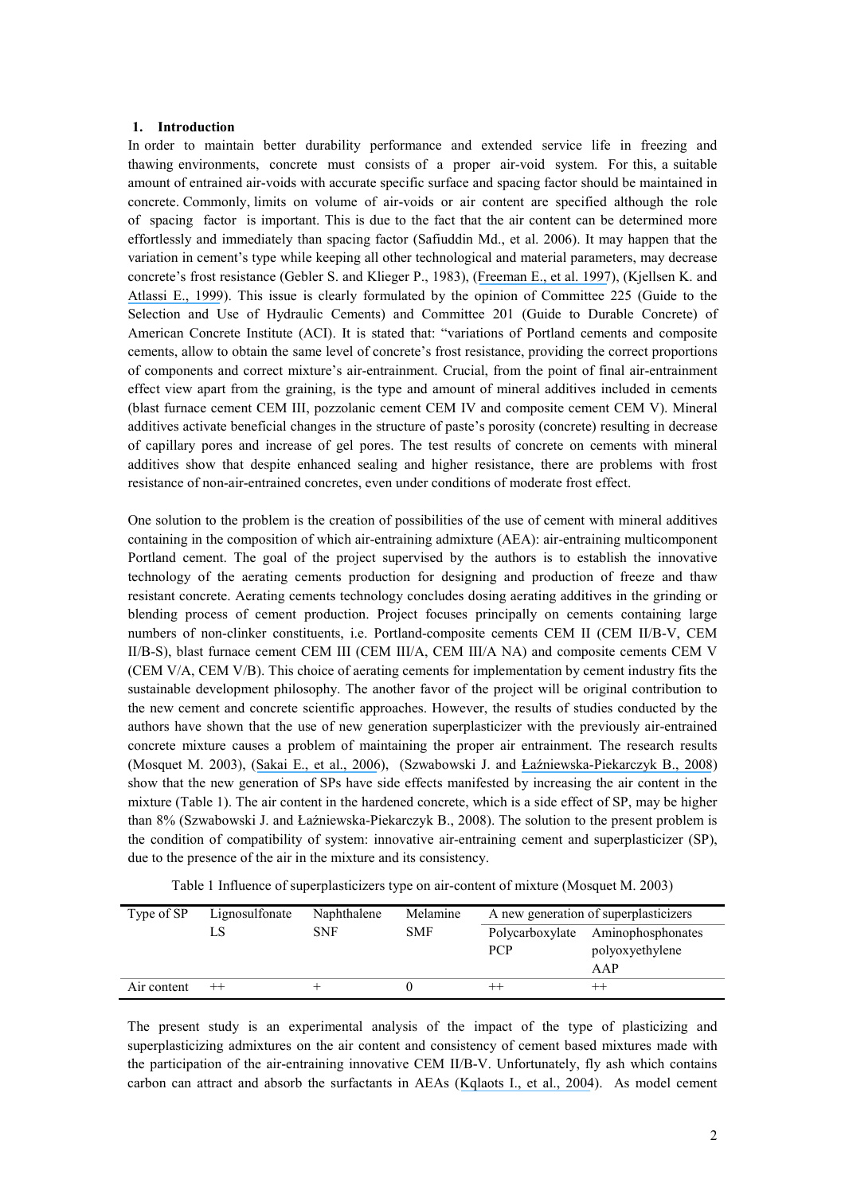## 1. Introduction

In order to maintain better durability performance and extended service life in freezing and thawing environments, concrete must consists of a proper air-void system. For this, a suitable amount of entrained air-voids with accurate specific surface and spacing factor should be maintained in concrete. Commonly, limits on volume of air-voids or air content are specified although the role of spacing factor is important. This is due to the fact that the air content can be determined more effortlessly and immediately than spacing factor (Safiuddin Md., et al. 2006). It may happen that the variation in cement's type while keeping all other technological and material parameters, may decrease concrete's frost resistance (Gebler S. and Klieger P., 1983), (Freeman E., et al. 1997), (Kjellsen K. and Atlassi E., 1999). This issue is clearly formulated by the opinion of Committee 225 (Guide to the Selection and Use of Hydraulic Cements) and Committee 201 (Guide to Durable Concrete) of American Concrete Institute (ACI). It is stated that: "variations of Portland cements and composite cements, allow to obtain the same level of concrete's frost resistance, providing the correct proportions of components and correct mixture's air-entrainment. Crucial, from the point of final air-entrainment effect view apart from the graining, is the type and amount of mineral additives included in cements (blast furnace cement CEM III, pozzolanic cement CEM IV and composite cement CEM V). Mineral additives activate beneficial changes in the structure of paste's porosity (concrete) resulting in decrease of capillary pores and increase of gel pores. The test results of concrete on cements with mineral additives show that despite enhanced sealing and higher resistance, there are problems with frost resistance of non-air-entrained concretes, even under conditions of moderate frost effect.

One solution to the problem is the creation of possibilities of the use of cement with mineral additives containing in the composition of which air-entraining admixture (AEA): air-entraining multicomponent Portland cement. The goal of the project supervised by the authors is to establish the innovative technology of the aerating cements production for designing and production of freeze and thaw resistant concrete. Aerating cements technology concludes dosing aerating additives in the grinding or blending process of cement production. Project focuses principally on cements containing large numbers of non-clinker constituents, i.e. Portland-composite cements CEM II (CEM II/B-V, CEM II/B-S), blast furnace cement CEM III (CEM III/A, CEM III/A NA) and composite cements CEM V (CEM V/A, CEM V/B). This choice of aerating cements for implementation by cement industry fits the sustainable development philosophy. The another favor of the project will be original contribution to the new cement and concrete scientific approaches. However, the results of studies conducted by the authors have shown that the use of new generation superplasticizer with the previously air-entrained concrete mixture causes a problem of maintaining the proper air entrainment. The research results (Mosquet M. 2003), (Sakai E., et al., 2006), (Szwabowski J. and Łaźniewska-Piekarczyk B., 2008) show that the new generation of SPs have side effects manifested by increasing the air content in the mixture (Table 1). The air content in the hardened concrete, which is a side effect of SP, may be higher than 8% (Szwabowski J. and Łaźniewska-Piekarczyk B., 2008). The solution to the present problem is the condition of compatibility of system: innovative air-entraining cement and superplasticizer (SP), due to the presence of the air in the mixture and its consistency.

Table 1 Influence of superplasticizers type on air-content of mixture (Mosquet M. 2003)

| Type of SP | Lignosulfonate LS | Naphthalene SNF | Melamine SMF | A new generation of superplasticizers | |
|---|---|---|---|---|---|
| | | | | Polycarboxylate PCP | Aminophosphonates polyoxyethylene AAP |
| Air content | ++ | + | 0 | ++ | ++ |

The present study is an experimental analysis of the impact of the type of plasticizing and superplasticizing admixtures on the air content and consistency of cement based mixtures made with the participation of the air-entraining innovative CEM II/B-V. Unfortunately, fly ash which contains carbon can attract and absorb the surfactants in AEAs (Kqlaots I., et al., 2004). As model cement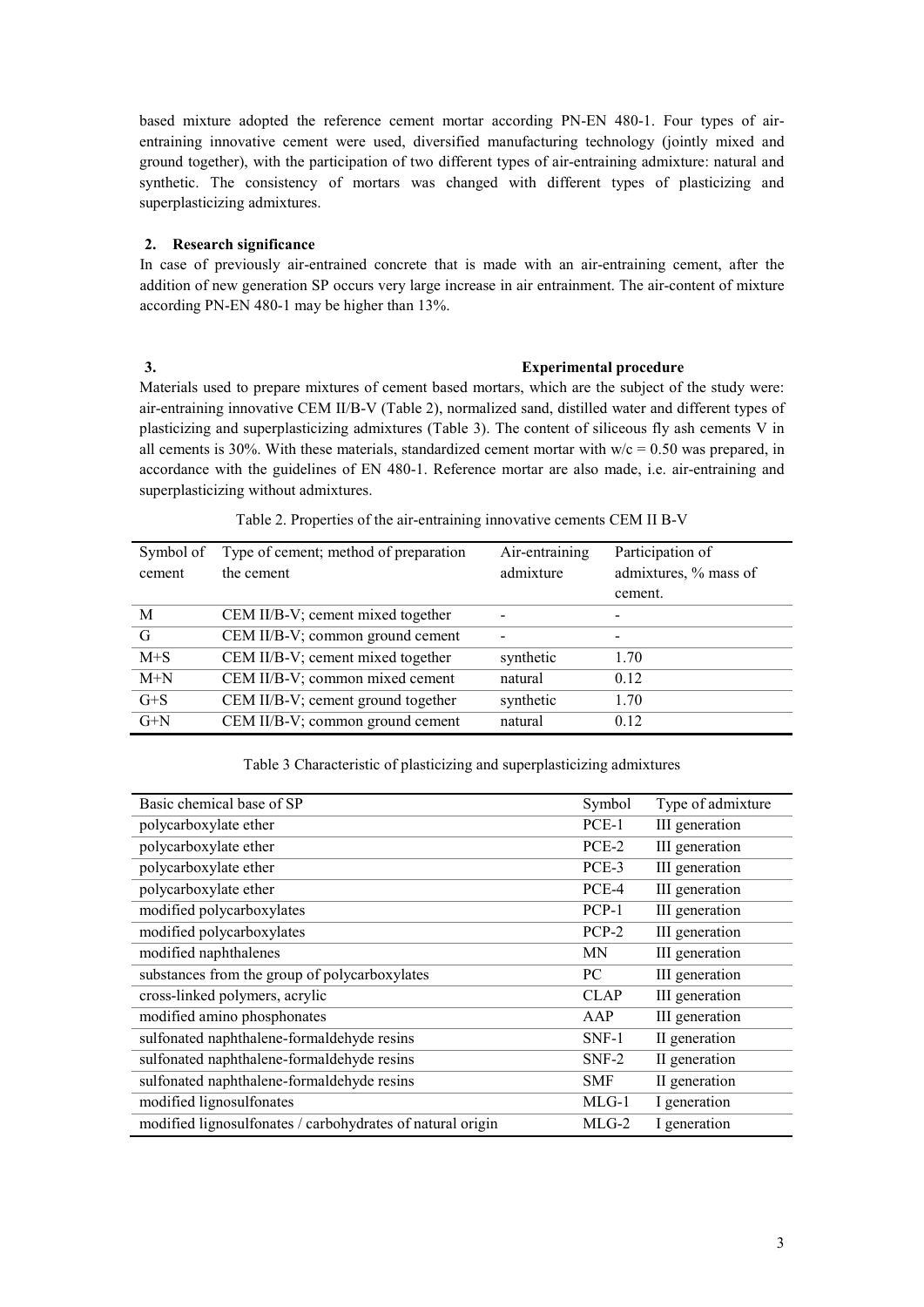based mixture adopted the reference cement mortar according PN-EN 480-1. Four types of air-entraining innovative cement were used, diversified manufacturing technology (jointly mixed and ground together), with the participation of two different types of air-entraining admixture: natural and synthetic. The consistency of mortars was changed with different types of plasticizing and superplasticizing admixtures.

## 2. Research significance

In case of previously air-entrained concrete that is made with an air-entraining cement, after the addition of new generation SP occurs very large increase in air entrainment. The air-content of mixture according PN-EN 480-1 may be higher than 13%.

## 3. Experimental procedure

Materials used to prepare mixtures of cement based mortars, which are the subject of the study were: air-entraining innovative CEM II/B-V (Table 2), normalized sand, distilled water and different types of plasticizing and superplasticizing admixtures (Table 3). The content of siliceous fly ash cements V in all cements is 30%. With these materials, standardized cement mortar with w/c = 0.50 was prepared, in accordance with the guidelines of EN 480-1. Reference mortar are also made, i.e. air-entraining and superplasticizing without admixtures.

Table 2. Properties of the air-entraining innovative cements CEM II B-V

| Symbol of cement | Type of cement; method of preparation the cement | Air-entraining admixture | Participation of admixtures, % mass of cement. |
|---|---|---|---|
| M | CEM II/B-V; cement mixed together | - | - |
| G | CEM II/B-V; common ground cement | - | - |
| M+S | CEM II/B-V; cement mixed together | synthetic | 1.70 |
| M+N | CEM II/B-V; common mixed cement | natural | 0.12 |
| G+S | CEM II/B-V; cement ground together | synthetic | 1.70 |
| G+N | CEM II/B-V; common ground cement | natural | 0.12 |

Table 3 Characteristic of plasticizing and superplasticizing admixtures

| Basic chemical base of SP | Symbol | Type of admixture |
|---|---|---|
| polycarboxylate ether | PCE-1 | III generation |
| polycarboxylate ether | PCE-2 | III generation |
| polycarboxylate ether | PCE-3 | III generation |
| polycarboxylate ether | PCE-4 | III generation |
| modified polycarboxylates | PCP-1 | III generation |
| modified polycarboxylates | PCP-2 | III generation |
| modified naphthalenes | MN | III generation |
| substances from the group of polycarboxylates | PC | III generation |
| cross-linked polymers, acrylic | CLAP | III generation |
| modified amino phosphonates | AAP | III generation |
| sulfonated naphthalene-formaldehyde resins | SNF-1 | II generation |
| sulfonated naphthalene-formaldehyde resins | SNF-2 | II generation |
| sulfonated naphthalene-formaldehyde resins | SMF | II generation |
| modified lignosulfonates | MLG-1 | I generation |
| modified lignosulfonates / carbohydrates of natural origin | MLG-2 | I generation |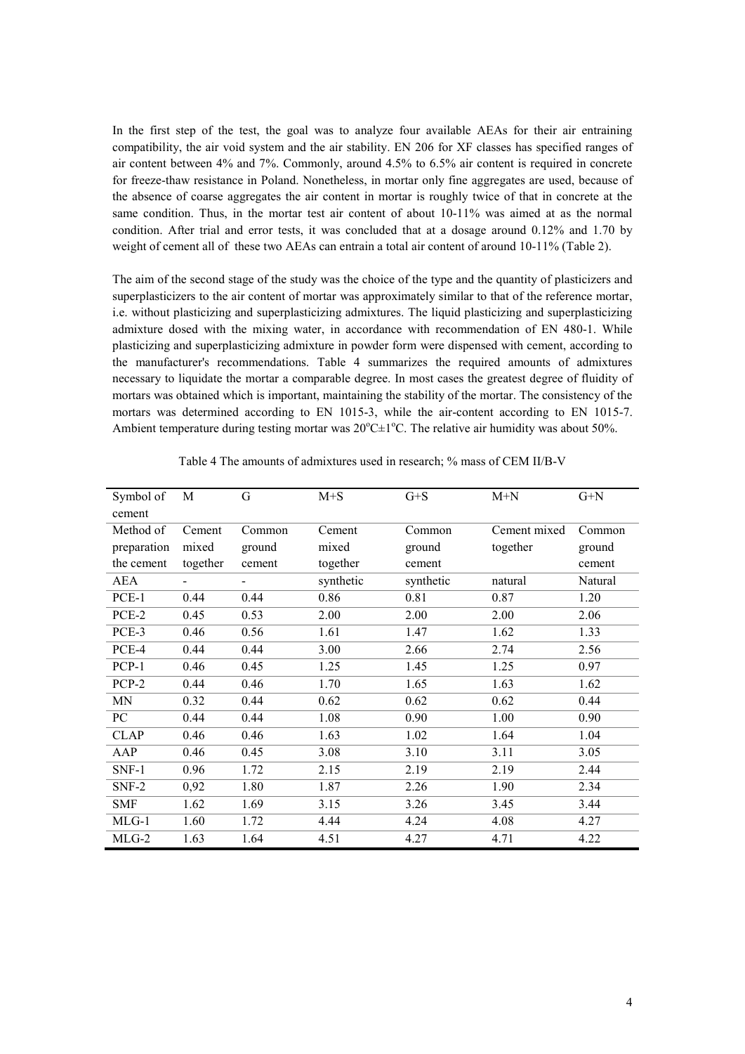In the first step of the test, the goal was to analyze four available AEAs for their air entraining compatibility, the air void system and the air stability. EN 206 for XF classes has specified ranges of air content between 4% and 7%. Commonly, around 4.5% to 6.5% air content is required in concrete for freeze-thaw resistance in Poland. Nonetheless, in mortar only fine aggregates are used, because of the absence of coarse aggregates the air content in mortar is roughly twice of that in concrete at the same condition. Thus, in the mortar test air content of about 10-11% was aimed at as the normal condition. After trial and error tests, it was concluded that at a dosage around 0.12% and 1.70 by weight of cement all of these two AEAs can entrain a total air content of around 10-11% (Table 2).

The aim of the second stage of the study was the choice of the type and the quantity of plasticizers and superplasticizers to the air content of mortar was approximately similar to that of the reference mortar, i.e. without plasticizing and superplasticizing admixtures. The liquid plasticizing and superplasticizing admixture dosed with the mixing water, in accordance with recommendation of EN 480-1. While plasticizing and superplasticizing admixture in powder form were dispensed with cement, according to the manufacturer's recommendations. Table 4 summarizes the required amounts of admixtures necessary to liquidate the mortar a comparable degree. In most cases the greatest degree of fluidity of mortars was obtained which is important, maintaining the stability of the mortar. The consistency of the mortars was determined according to EN 1015-3, while the air-content according to EN 1015-7. Ambient temperature during testing mortar was 20°C±1°C. The relative air humidity was about 50%.

Table 4 The amounts of admixtures used in research; % mass of CEM II/B-V

| Symbol of cement | M | G | M+S | G+S | M+N | G+N |
|---|---|---|---|---|---|---|
| Method of preparation the cement | Cement mixed together | Common ground cement | Cement mixed together | Common ground cement | Cement mixed together | Common ground cement |
| AEA | - | - | synthetic | synthetic | natural | Natural |
| PCE-1 | 0.44 | 0.44 | 0.86 | 0.81 | 0.87 | 1.20 |
| PCE-2 | 0.45 | 0.53 | 2.00 | 2.00 | 2.00 | 2.06 |
| PCE-3 | 0.46 | 0.56 | 1.61 | 1.47 | 1.62 | 1.33 |
| PCE-4 | 0.44 | 0.44 | 3.00 | 2.66 | 2.74 | 2.56 |
| PCP-1 | 0.46 | 0.45 | 1.25 | 1.45 | 1.25 | 0.97 |
| PCP-2 | 0.44 | 0.46 | 1.70 | 1.65 | 1.63 | 1.62 |
| MN | 0.32 | 0.44 | 0.62 | 0.62 | 0.62 | 0.44 |
| PC | 0.44 | 0.44 | 1.08 | 0.90 | 1.00 | 0.90 |
| CLAP | 0.46 | 0.46 | 1.63 | 1.02 | 1.64 | 1.04 |
| AAP | 0.46 | 0.45 | 3.08 | 3.10 | 3.11 | 3.05 |
| SNF-1 | 0.96 | 1.72 | 2.15 | 2.19 | 2.19 | 2.44 |
| SNF-2 | 0,92 | 1.80 | 1.87 | 2.26 | 1.90 | 2.34 |
| SMF | 1.62 | 1.69 | 3.15 | 3.26 | 3.45 | 3.44 |
| MLG-1 | 1.60 | 1.72 | 4.44 | 4.24 | 4.08 | 4.27 |
| MLG-2 | 1.63 | 1.64 | 4.51 | 4.27 | 4.71 | 4.22 |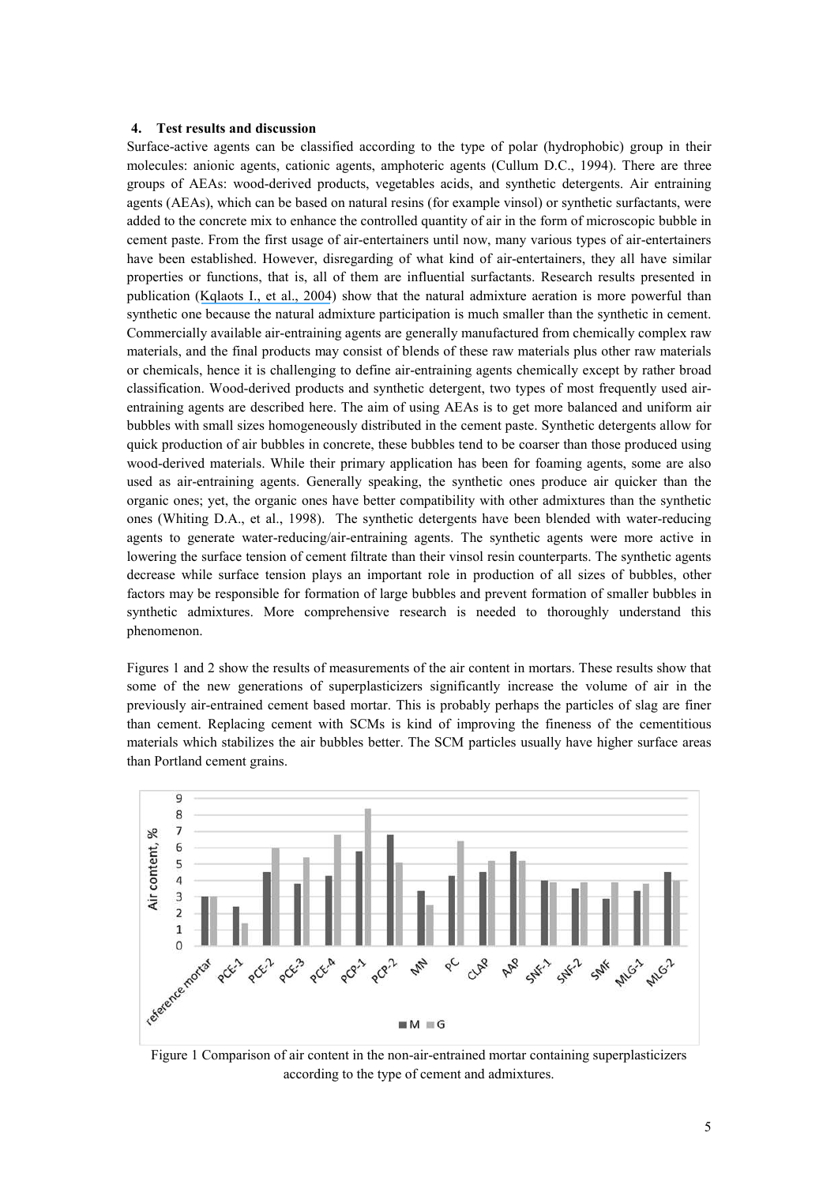## 4. Test results and discussion

Surface-active agents can be classified according to the type of polar (hydrophobic) group in their molecules: anionic agents, cationic agents, amphoteric agents (Cullum D.C., 1994). There are three groups of AEAs: wood-derived products, vegetables acids, and synthetic detergents. Air entraining agents (AEAs), which can be based on natural resins (for example vinsol) or synthetic surfactants, were added to the concrete mix to enhance the controlled quantity of air in the form of microscopic bubble in cement paste. From the first usage of air-entertainers until now, many various types of air-entertainers have been established. However, disregarding of what kind of air-entertainers, they all have similar properties or functions, that is, all of them are influential surfactants. Research results presented in publication (Kqlaots I., et al., 2004) show that the natural admixture aeration is more powerful than synthetic one because the natural admixture participation is much smaller than the synthetic in cement. Commercially available air-entraining agents are generally manufactured from chemically complex raw materials, and the final products may consist of blends of these raw materials plus other raw materials or chemicals, hence it is challenging to define air-entraining agents chemically except by rather broad classification. Wood-derived products and synthetic detergent, two types of most frequently used air-entraining agents are described here. The aim of using AEAs is to get more balanced and uniform air bubbles with small sizes homogeneously distributed in the cement paste. Synthetic detergents allow for quick production of air bubbles in concrete, these bubbles tend to be coarser than those produced using wood-derived materials. While their primary application has been for foaming agents, some are also used as air-entraining agents. Generally speaking, the synthetic ones produce air quicker than the organic ones; yet, the organic ones have better compatibility with other admixtures than the synthetic ones (Whiting D.A., et al., 1998). The synthetic detergents have been blended with water-reducing agents to generate water-reducing/air-entraining agents. The synthetic agents were more active in lowering the surface tension of cement filtrate than their vinsol resin counterparts. The synthetic agents decrease while surface tension plays an important role in production of all sizes of bubbles, other factors may be responsible for formation of large bubbles and prevent formation of smaller bubbles in synthetic admixtures. More comprehensive research is needed to thoroughly understand this phenomenon.

Figures 1 and 2 show the results of measurements of the air content in mortars. These results show that some of the new generations of superplasticizers significantly increase the volume of air in the previously air-entrained cement based mortar. This is probably perhaps the particles of slag are finer than cement. Replacing cement with SCMs is kind of improving the fineness of the cementitious materials which stabilizes the air bubbles better. The SCM particles usually have higher surface areas than Portland cement grains.

Figure 1 Comparison of air content in the non-air-entrained mortar containing superplasticizers according to the type of cement and admixtures.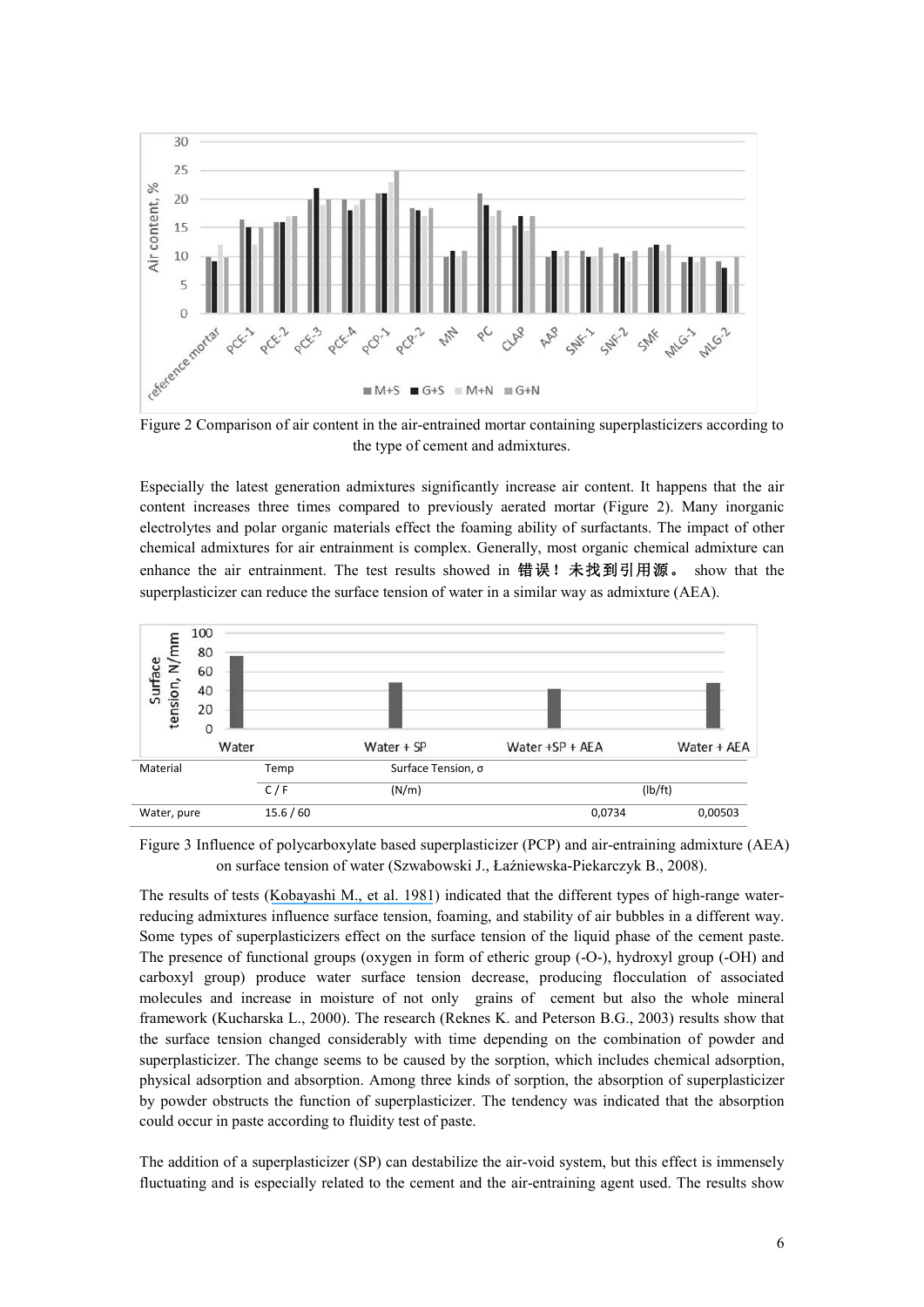Figure 2 Comparison of air content in the air-entrained mortar containing superplasticizers according to the type of cement and admixtures.

Especially the latest generation admixtures significantly increase air content. It happens that the air content increases three times compared to previously aerated mortar (Figure 2). Many inorganic electrolytes and polar organic materials effect the foaming ability of surfactants. The impact of other chemical admixtures for air entrainment is complex. Generally, most organic chemical admixture can enhance the air entrainment. The test results showed in 错误！未找到引用源。 show that the superplasticizer can reduce the surface tension of water in a similar way as admixture (AEA).

| Material | Temp | Surface Tension, σ | | |
|---|---|---|---|---|
| | C / F | (N/m) | | (lb/ft) |
| Water, pure | 15.6 / 60 | | 0,0734 | 0,00503 |

Figure 3 Influence of polycarboxylate based superplasticizer (PCP) and air-entraining admixture (AEA) on surface tension of water (Szwabowski J., Łaźniewska-Piekarczyk B., 2008).

The results of tests (Kobayashi M., et al. 1981) indicated that the different types of high-range water-reducing admixtures influence surface tension, foaming, and stability of air bubbles in a different way. Some types of superplasticizers effect on the surface tension of the liquid phase of the cement paste. The presence of functional groups (oxygen in form of etheric group (-O-), hydroxyl group (-OH) and carboxyl group) produce water surface tension decrease, producing flocculation of associated molecules and increase in moisture of not only grains of cement but also the whole mineral framework (Kucharska L., 2000). The research (Reknes K. and Peterson B.G., 2003) results show that the surface tension changed considerably with time depending on the combination of powder and superplasticizer. The change seems to be caused by the sorption, which includes chemical adsorption, physical adsorption and absorption. Among three kinds of sorption, the absorption of superplasticizer by powder obstructs the function of superplasticizer. The tendency was indicated that the absorption could occur in paste according to fluidity test of paste.

The addition of a superplasticizer (SP) can destabilize the air-void system, but this effect is immensely fluctuating and is especially related to the cement and the air-entraining agent used. The results show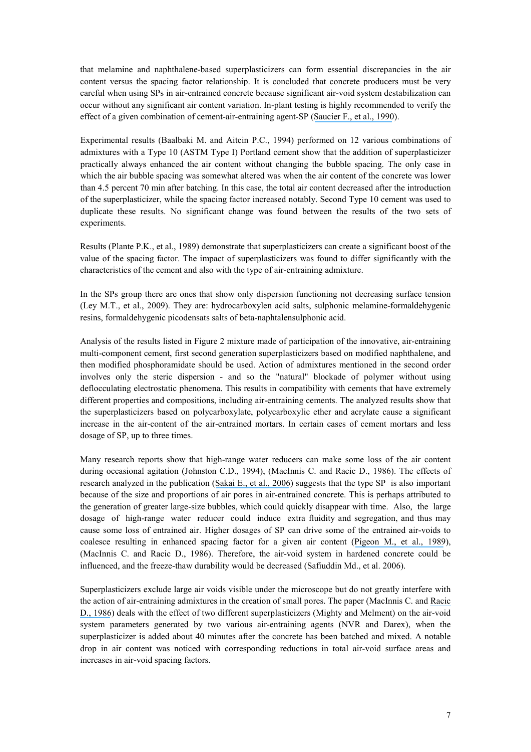that melamine and naphthalene-based superplasticizers can form essential discrepancies in the air content versus the spacing factor relationship. It is concluded that concrete producers must be very careful when using SPs in air-entrained concrete because significant air-void system destabilization can occur without any significant air content variation. In-plant testing is highly recommended to verify the effect of a given combination of cement-air-entraining agent-SP (Saucier F., et al., 1990).

Experimental results (Baalbaki M. and Aitcin P.C., 1994) performed on 12 various combinations of admixtures with a Type 10 (ASTM Type I) Portland cement show that the addition of superplasticizer practically always enhanced the air content without changing the bubble spacing. The only case in which the air bubble spacing was somewhat altered was when the air content of the concrete was lower than 4.5 percent 70 min after batching. In this case, the total air content decreased after the introduction of the superplasticizer, while the spacing factor increased notably. Second Type 10 cement was used to duplicate these results. No significant change was found between the results of the two sets of experiments.

Results (Plante P.K., et al., 1989) demonstrate that superplasticizers can create a significant boost of the value of the spacing factor. The impact of superplasticizers was found to differ significantly with the characteristics of the cement and also with the type of air-entraining admixture.

In the SPs group there are ones that show only dispersion functioning not decreasing surface tension (Ley M.T., et al., 2009). They are: hydrocarboxylen acid salts, sulphonic melamine-formaldehygenic resins, formaldehygenic picodensats salts of beta-naphtalensulphonic acid.

Analysis of the results listed in Figure 2 mixture made of participation of the innovative, air-entraining multi-component cement, first second generation superplasticizers based on modified naphthalene, and then modified phosphoramidate should be used. Action of admixtures mentioned in the second order involves only the steric dispersion - and so the "natural" blockade of polymer without using deflocculating electrostatic phenomena. This results in compatibility with cements that have extremely different properties and compositions, including air-entraining cements. The analyzed results show that the superplasticizers based on polycarboxylate, polycarboxylic ether and acrylate cause a significant increase in the air-content of the air-entrained mortars. In certain cases of cement mortars and less dosage of SP, up to three times.

Many research reports show that high-range water reducers can make some loss of the air content during occasional agitation (Johnston C.D., 1994), (MacInnis C. and Racic D., 1986). The effects of research analyzed in the publication (Sakai E., et al., 2006) suggests that the type SP is also important because of the size and proportions of air pores in air-entrained concrete. This is perhaps attributed to the generation of greater large-size bubbles, which could quickly disappear with time. Also, the large dosage of high-range water reducer could induce extra fluidity and segregation, and thus may cause some loss of entrained air. Higher dosages of SP can drive some of the entrained air-voids to coalesce resulting in enhanced spacing factor for a given air content (Pigeon M., et al., 1989), (MacInnis C. and Racic D., 1986). Therefore, the air-void system in hardened concrete could be influenced, and the freeze-thaw durability would be decreased (Safiuddin Md., et al. 2006).

Superplasticizers exclude large air voids visible under the microscope but do not greatly interfere with the action of air-entraining admixtures in the creation of small pores. The paper (MacInnis C. and Racic D., 1986) deals with the effect of two different superplasticizers (Mighty and Melment) on the air-void system parameters generated by two various air-entraining agents (NVR and Darex), when the superplasticizer is added about 40 minutes after the concrete has been batched and mixed. A notable drop in air content was noticed with corresponding reductions in total air-void surface areas and increases in air-void spacing factors.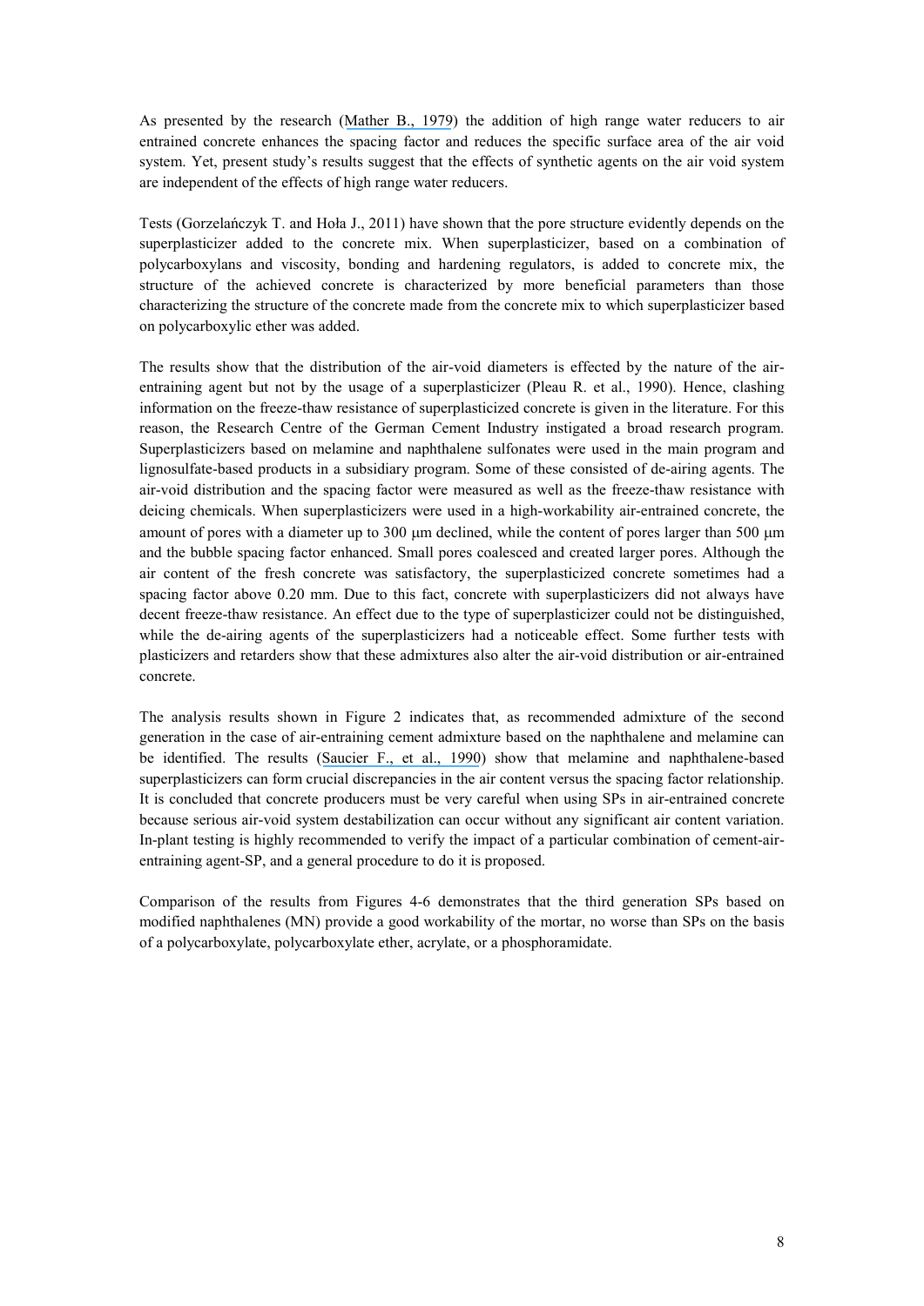As presented by the research (Mather B., 1979) the addition of high range water reducers to air entrained concrete enhances the spacing factor and reduces the specific surface area of the air void system. Yet, present study's results suggest that the effects of synthetic agents on the air void system are independent of the effects of high range water reducers.

Tests (Gorzelańczyk T. and Hoła J., 2011) have shown that the pore structure evidently depends on the superplasticizer added to the concrete mix. When superplasticizer, based on a combination of polycarboxylans and viscosity, bonding and hardening regulators, is added to concrete mix, the structure of the achieved concrete is characterized by more beneficial parameters than those characterizing the structure of the concrete made from the concrete mix to which superplasticizer based on polycarboxylic ether was added.

The results show that the distribution of the air-void diameters is effected by the nature of the air-entraining agent but not by the usage of a superplasticizer (Pleau R. et al., 1990). Hence, clashing information on the freeze-thaw resistance of superplasticized concrete is given in the literature. For this reason, the Research Centre of the German Cement Industry instigated a broad research program. Superplasticizers based on melamine and naphthalene sulfonates were used in the main program and lignosulfate-based products in a subsidiary program. Some of these consisted of de-airing agents. The air-void distribution and the spacing factor were measured as well as the freeze-thaw resistance with deicing chemicals. When superplasticizers were used in a high-workability air-entrained concrete, the amount of pores with a diameter up to 300 μm declined, while the content of pores larger than 500 μm and the bubble spacing factor enhanced. Small pores coalesced and created larger pores. Although the air content of the fresh concrete was satisfactory, the superplasticized concrete sometimes had a spacing factor above 0.20 mm. Due to this fact, concrete with superplasticizers did not always have decent freeze-thaw resistance. An effect due to the type of superplasticizer could not be distinguished, while the de-airing agents of the superplasticizers had a noticeable effect. Some further tests with plasticizers and retarders show that these admixtures also alter the air-void distribution or air-entrained concrete.

The analysis results shown in Figure 2 indicates that, as recommended admixture of the second generation in the case of air-entraining cement admixture based on the naphthalene and melamine can be identified. The results (Saucier F., et al., 1990) show that melamine and naphthalene-based superplasticizers can form crucial discrepancies in the air content versus the spacing factor relationship. It is concluded that concrete producers must be very careful when using SPs in air-entrained concrete because serious air-void system destabilization can occur without any significant air content variation. In-plant testing is highly recommended to verify the impact of a particular combination of cement-air-entraining agent-SP, and a general procedure to do it is proposed.

Comparison of the results from Figures 4-6 demonstrates that the third generation SPs based on modified naphthalenes (MN) provide a good workability of the mortar, no worse than SPs on the basis of a polycarboxylate, polycarboxylate ether, acrylate, or a phosphoramidate.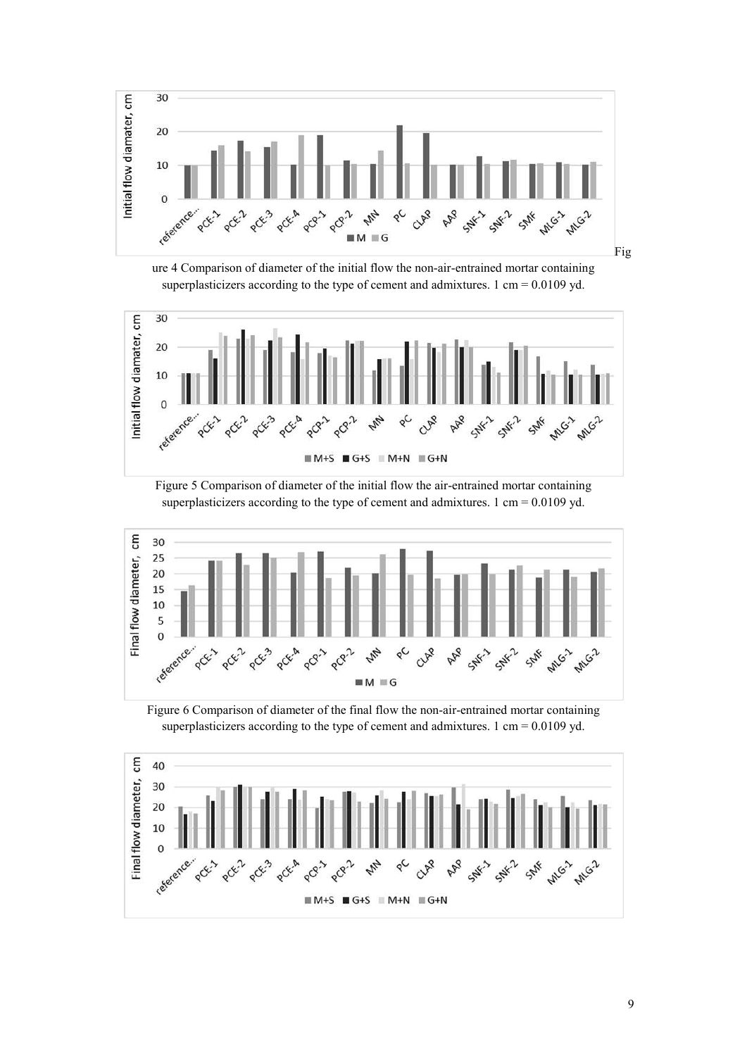Figure 4 Comparison of diameter of the initial flow the non-air-entrained mortar containing superplasticizers according to the type of cement and admixtures. 1 cm = 0.0109 yd.

Figure 5 Comparison of diameter of the initial flow the air-entrained mortar containing superplasticizers according to the type of cement and admixtures. 1 cm = 0.0109 yd.

Figure 6 Comparison of diameter of the final flow the non-air-entrained mortar containing superplasticizers according to the type of cement and admixtures. 1 cm = 0.0109 yd.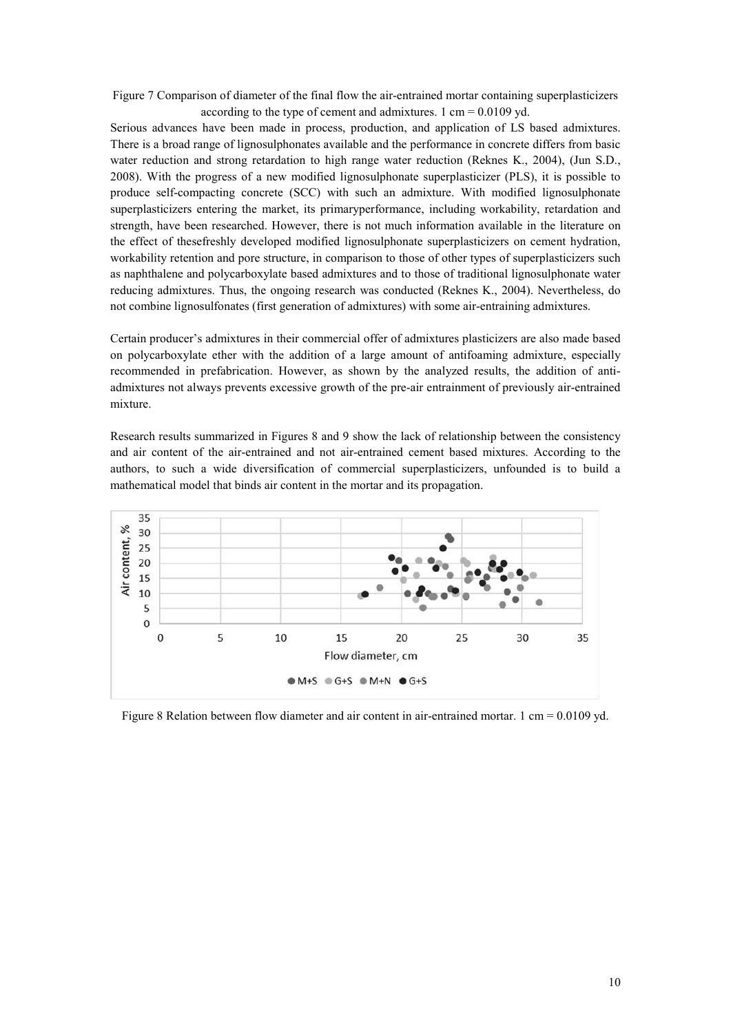Figure 7 Comparison of diameter of the final flow the air-entrained mortar containing superplasticizers according to the type of cement and admixtures. 1 cm = 0.0109 yd.

Serious advances have been made in process, production, and application of LS based admixtures. There is a broad range of lignosulphonates available and the performance in concrete differs from basic water reduction and strong retardation to high range water reduction (Reknes K., 2004), (Jun S.D., 2008). With the progress of a new modified lignosulphonate superplasticizer (PLS), it is possible to produce self-compacting concrete (SCC) with such an admixture. With modified lignosulphonate superplasticizers entering the market, its primaryperformance, including workability, retardation and strength, have been researched. However, there is not much information available in the literature on the effect of thesefreshly developed modified lignosulphonate superplasticizers on cement hydration, workability retention and pore structure, in comparison to those of other types of superplasticizers such as naphthalene and polycarboxylate based admixtures and to those of traditional lignosulphonate water reducing admixtures. Thus, the ongoing research was conducted (Reknes K., 2004). Nevertheless, do not combine lignosulfonates (first generation of admixtures) with some air-entraining admixtures.

Certain producer's admixtures in their commercial offer of admixtures plasticizers are also made based on polycarboxylate ether with the addition of a large amount of antifoaming admixture, especially recommended in prefabrication. However, as shown by the analyzed results, the addition of anti-admixtures not always prevents excessive growth of the pre-air entrainment of previously air-entrained mixture.

Research results summarized in Figures 8 and 9 show the lack of relationship between the consistency and air content of the air-entrained and not air-entrained cement based mixtures. According to the authors, to such a wide diversification of commercial superplasticizers, unfounded is to build a mathematical model that binds air content in the mortar and its propagation.

Figure 8 Relation between flow diameter and air content in air-entrained mortar. 1 cm = 0.0109 yd.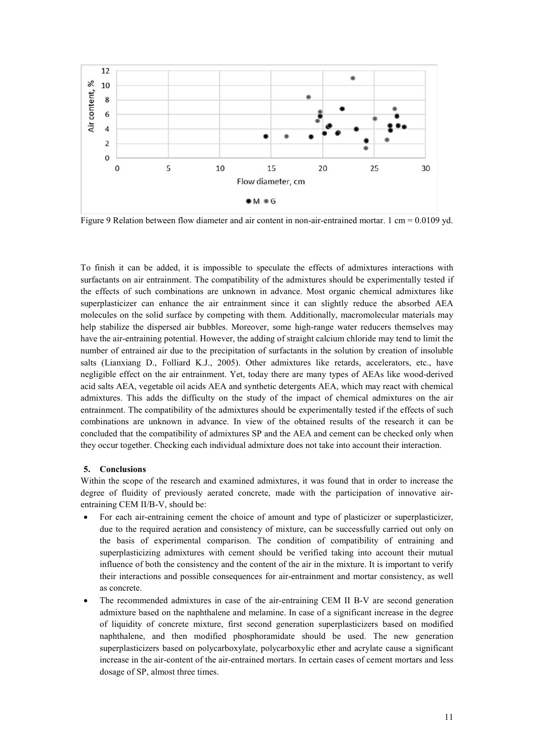Figure 9 Relation between flow diameter and air content in non-air-entrained mortar. 1 cm = 0.0109 yd.

To finish it can be added, it is impossible to speculate the effects of admixtures interactions with surfactants on air entrainment. The compatibility of the admixtures should be experimentally tested if the effects of such combinations are unknown in advance. Most organic chemical admixtures like superplasticizer can enhance the air entrainment since it can slightly reduce the absorbed AEA molecules on the solid surface by competing with them. Additionally, macromolecular materials may help stabilize the dispersed air bubbles. Moreover, some high-range water reducers themselves may have the air-entraining potential. However, the adding of straight calcium chloride may tend to limit the number of entrained air due to the precipitation of surfactants in the solution by creation of insoluble salts (Lianxiang D., Folliard K.J., 2005). Other admixtures like retards, accelerators, etc., have negligible effect on the air entrainment. Yet, today there are many types of AEAs like wood-derived acid salts AEA, vegetable oil acids AEA and synthetic detergents AEA, which may react with chemical admixtures. This adds the difficulty on the study of the impact of chemical admixtures on the air entrainment. The compatibility of the admixtures should be experimentally tested if the effects of such combinations are unknown in advance. In view of the obtained results of the research it can be concluded that the compatibility of admixtures SP and the AEA and cement can be checked only when they occur together. Checking each individual admixture does not take into account their interaction.

## 5. Conclusions

Within the scope of the research and examined admixtures, it was found that in order to increase the degree of fluidity of previously aerated concrete, made with the participation of innovative air-entraining CEM II/B-V, should be:

- For each air-entraining cement the choice of amount and type of plasticizer or superplasticizer, due to the required aeration and consistency of mixture, can be successfully carried out only on the basis of experimental comparison. The condition of compatibility of entraining and superplasticizing admixtures with cement should be verified taking into account their mutual influence of both the consistency and the content of the air in the mixture. It is important to verify their interactions and possible consequences for air-entrainment and mortar consistency, as well as concrete.
- The recommended admixtures in case of the air-entraining CEM II B-V are second generation admixture based on the naphthalene and melamine. In case of a significant increase in the degree of liquidity of concrete mixture, first second generation superplasticizers based on modified naphthalene, and then modified phosphoramidate should be used. The new generation superplasticizers based on polycarboxylate, polycarboxylic ether and acrylate cause a significant increase in the air-content of the air-entrained mortars. In certain cases of cement mortars and less dosage of SP, almost three times.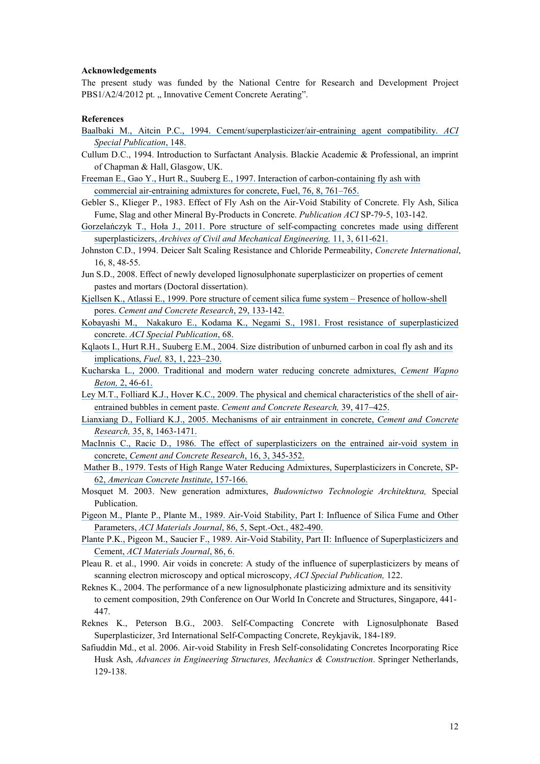**Acknowledgements**

The present study was funded by the National Centre for Research and Development Project PBS1/A2/4/2012 pt. „ Innovative Cement Concrete Aerating".

**References**

Baalbaki M., Aitcin P.C., 1994. Cement/superplasticizer/air-entraining agent compatibility. *ACI Special Publication*, 148.

Cullum D.C., 1994. Introduction to Surfactant Analysis. Blackie Academic & Professional, an imprint of Chapman & Hall, Glasgow, UK.

Freeman E., Gao Y., Hurt R., Suuberg E., 1997. Interaction of carbon-containing fly ash with commercial air-entraining admixtures for concrete, Fuel, 76, 8, 761–765.

Gebler S., Klieger P., 1983. Effect of Fly Ash on the Air-Void Stability of Concrete. Fly Ash, Silica Fume, Slag and other Mineral By-Products in Concrete. *Publication ACI* SP-79-5, 103-142.

Gorzelańczyk T., Hoła J., 2011. Pore structure of self-compacting concretes made using different superplasticizers, *Archives of Civil and Mechanical Engineering,* 11, 3, 611-621.

Johnston C.D., 1994. Deicer Salt Scaling Resistance and Chloride Permeability, *Concrete International*, 16, 8, 48-55.

Jun S.D., 2008. Effect of newly developed lignosulphonate superplasticizer on properties of cement pastes and mortars (Doctoral dissertation).

Kjellsen K., Atlassi E., 1999. Pore structure of cement silica fume system – Presence of hollow-shell pores. *Cement and Concrete Research*, 29, 133-142.

Kobayashi M., Nakakuro E., Kodama K., Negami S., 1981. Frost resistance of superplasticized concrete. *ACI Special Publication*, 68.

Kqlaots I., Hurt R.H., Suuberg E.M., 2004. Size distribution of unburned carbon in coal fly ash and its implications, *Fuel,* 83, 1, 223–230.

Kucharska L., 2000. Traditional and modern water reducing concrete admixtures, *Cement Wapno Beton,* 2, 46-61.

Ley M.T., Folliard K.J., Hover K.C., 2009. The physical and chemical characteristics of the shell of air-entrained bubbles in cement paste. *Cement and Concrete Research,* 39, 417–425.

Lianxiang D., Folliard K.J., 2005. Mechanisms of air entrainment in concrete, *Cement and Concrete Research,* 35, 8, 1463-1471.

MacInnis C., Racic D., 1986. The effect of superplasticizers on the entrained air-void system in concrete, *Cement and Concrete Research*, 16, 3, 345-352.

Mather B., 1979. Tests of High Range Water Reducing Admixtures, Superplasticizers in Concrete, SP-62, *American Concrete Institute*, 157-166.

Mosquet M. 2003. New generation admixtures, *Budownictwo Technologie Architektura,* Special Publication.

Pigeon M., Plante P., Plante M., 1989. Air-Void Stability, Part I: Influence of Silica Fume and Other Parameters, *ACI Materials Journal*, 86, 5, Sept.-Oct., 482-490.

Plante P.K., Pigeon M., Saucier F., 1989. Air-Void Stability, Part II: Influence of Superplasticizers and Cement, *ACI Materials Journal*, 86, 6.

Pleau R. et al., 1990. Air voids in concrete: A study of the influence of superplasticizers by means of scanning electron microscopy and optical microscopy, *ACI Special Publication,* 122.

Reknes K., 2004. The performance of a new lignosulphonate plasticizing admixture and its sensitivity to cement composition, 29th Conference on Our World In Concrete and Structures, Singapore, 441-447.

Reknes K., Peterson B.G., 2003. Self-Compacting Concrete with Lignosulphonate Based Superplasticizer, 3rd International Self-Compacting Concrete, Reykjavik, 184-189.

Safiuddin Md., et al. 2006. Air-void Stability in Fresh Self-consolidating Concretes Incorporating Rice Husk Ash, *Advances in Engineering Structures, Mechanics & Construction*. Springer Netherlands, 129-138.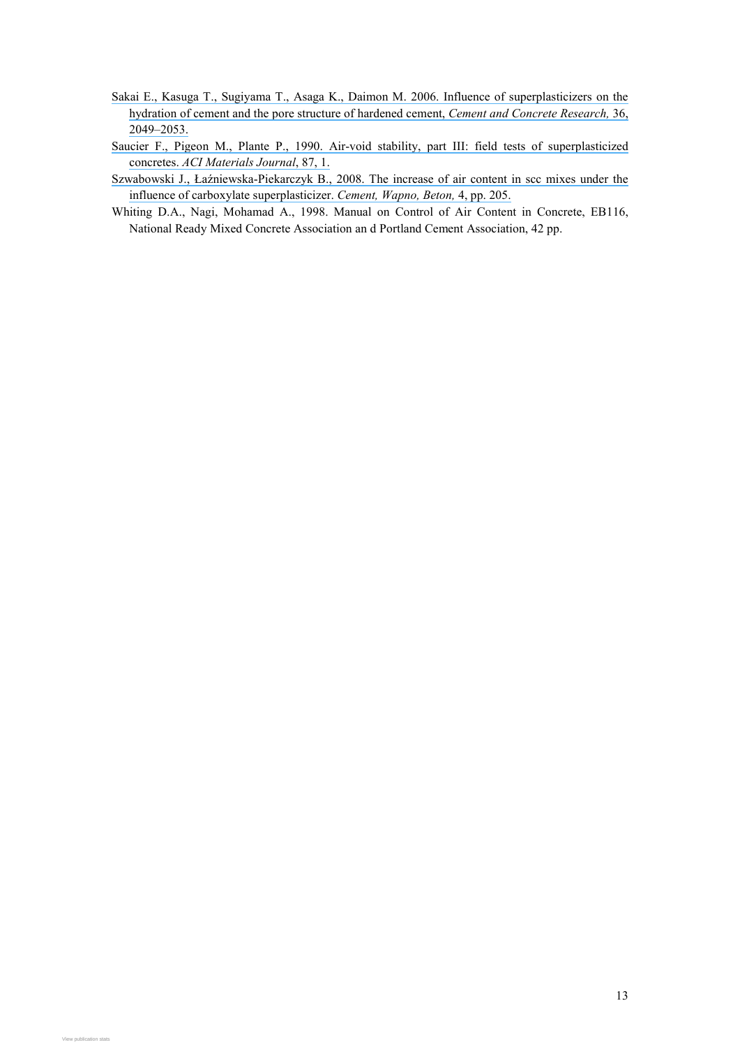Sakai E., Kasuga T., Sugiyama T., Asaga K., Daimon M. 2006. Influence of superplasticizers on the hydration of cement and the pore structure of hardened cement, *Cement and Concrete Research,* 36, 2049–2053.

Saucier F., Pigeon M., Plante P., 1990. Air-void stability, part III: field tests of superplasticized concretes. *ACI Materials Journal*, 87, 1.

Szwabowski J., Łaźniewska-Piekarczyk B., 2008. The increase of air content in scc mixes under the influence of carboxylate superplasticizer. *Cement, Wapno, Beton,* 4, pp. 205.

Whiting D.A., Nagi, Mohamad A., 1998. Manual on Control of Air Content in Concrete, EB116, National Ready Mixed Concrete Association an d Portland Cement Association, 42 pp.